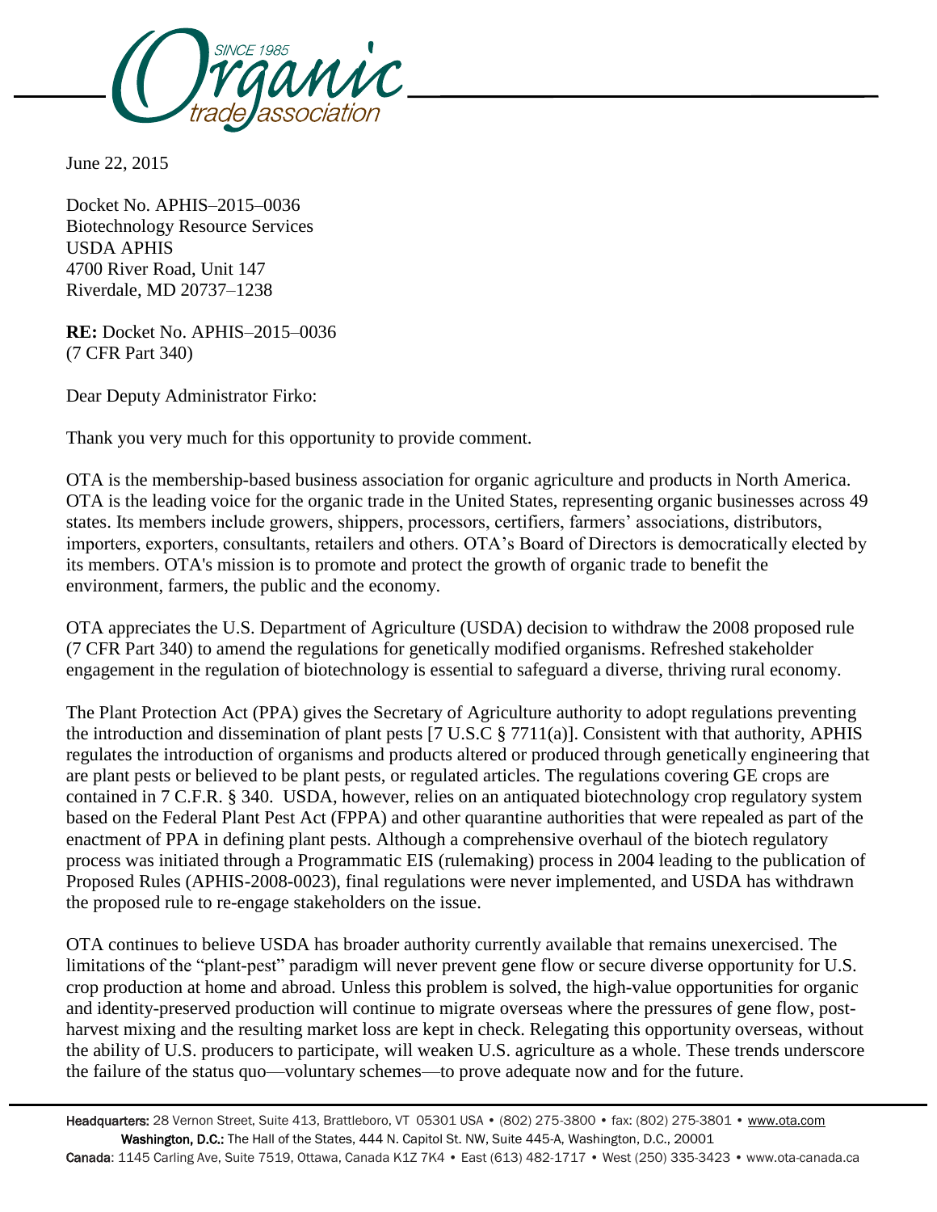June 22, 2015

Docket No. APHIS–2015–0036
Biotechnology Resource Services
USDA APHIS
4700 River Road, Unit 147
Riverdale, MD 20737–1238

**RE:** Docket No. APHIS–2015–0036
(7 CFR Part 340)

Dear Deputy Administrator Firko:

Thank you very much for this opportunity to provide comment.

OTA is the membership-based business association for organic agriculture and products in North America. OTA is the leading voice for the organic trade in the United States, representing organic businesses across 49 states. Its members include growers, shippers, processors, certifiers, farmers' associations, distributors, importers, exporters, consultants, retailers and others. OTA's Board of Directors is democratically elected by its members. OTA's mission is to promote and protect the growth of organic trade to benefit the environment, farmers, the public and the economy.

OTA appreciates the U.S. Department of Agriculture (USDA) decision to withdraw the 2008 proposed rule (7 CFR Part 340) to amend the regulations for genetically modified organisms. Refreshed stakeholder engagement in the regulation of biotechnology is essential to safeguard a diverse, thriving rural economy.

The Plant Protection Act (PPA) gives the Secretary of Agriculture authority to adopt regulations preventing the introduction and dissemination of plant pests [7 U.S.C § 7711(a)]. Consistent with that authority, APHIS regulates the introduction of organisms and products altered or produced through genetically engineering that are plant pests or believed to be plant pests, or regulated articles. The regulations covering GE crops are contained in 7 C.F.R. § 340. USDA, however, relies on an antiquated biotechnology crop regulatory system based on the Federal Plant Pest Act (FPPA) and other quarantine authorities that were repealed as part of the enactment of PPA in defining plant pests. Although a comprehensive overhaul of the biotech regulatory process was initiated through a Programmatic EIS (rulemaking) process in 2004 leading to the publication of Proposed Rules (APHIS-2008-0023), final regulations were never implemented, and USDA has withdrawn the proposed rule to re-engage stakeholders on the issue.

OTA continues to believe USDA has broader authority currently available that remains unexercised. The limitations of the "plant-pest" paradigm will never prevent gene flow or secure diverse opportunity for U.S. crop production at home and abroad. Unless this problem is solved, the high-value opportunities for organic and identity-preserved production will continue to migrate overseas where the pressures of gene flow, post-harvest mixing and the resulting market loss are kept in check. Relegating this opportunity overseas, without the ability of U.S. producers to participate, will weaken U.S. agriculture as a whole. These trends underscore the failure of the status quo—voluntary schemes—to prove adequate now and for the future.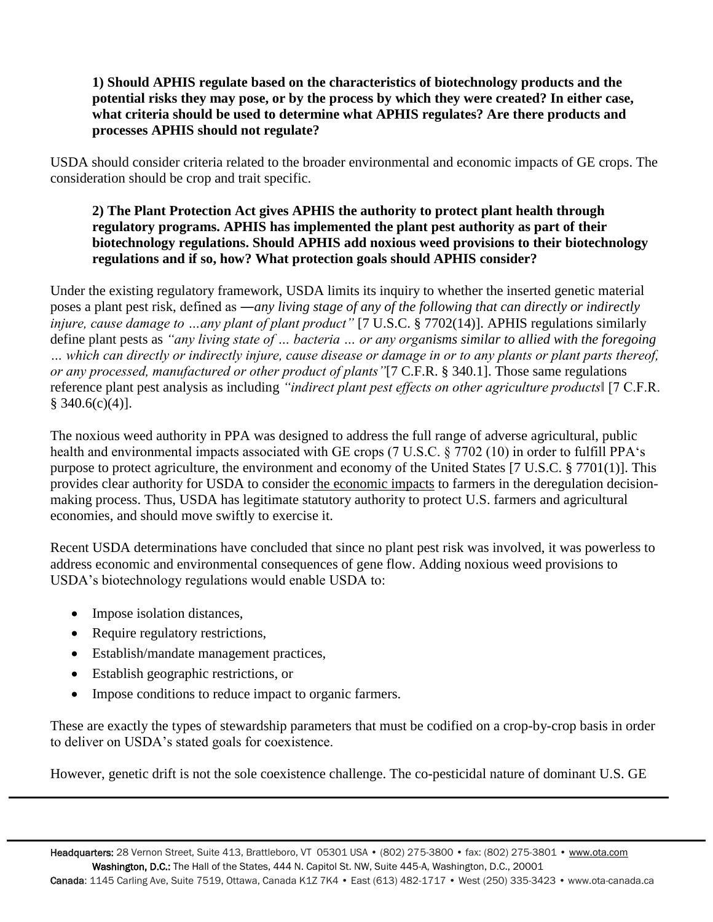**1) Should APHIS regulate based on the characteristics of biotechnology products and the potential risks they may pose, or by the process by which they were created? In either case, what criteria should be used to determine what APHIS regulates? Are there products and processes APHIS should not regulate?**

USDA should consider criteria related to the broader environmental and economic impacts of GE crops. The consideration should be crop and trait specific.

**2) The Plant Protection Act gives APHIS the authority to protect plant health through regulatory programs. APHIS has implemented the plant pest authority as part of their biotechnology regulations. Should APHIS add noxious weed provisions to their biotechnology regulations and if so, how? What protection goals should APHIS consider?**

Under the existing regulatory framework, USDA limits its inquiry to whether the inserted genetic material poses a plant pest risk, defined as *―any living stage of any of the following that can directly or indirectly injure, cause damage to …any plant of plant product"* [7 U.S.C. § 7702(14)]. APHIS regulations similarly define plant pests as *"any living state of … bacteria … or any organisms similar to allied with the foregoing … which can directly or indirectly injure, cause disease or damage in or to any plants or plant parts thereof, or any processed, manufactured or other product of plants"*[7 C.F.R. § 340.1]. Those same regulations reference plant pest analysis as including *"indirect plant pest effects on other agriculture products‖* [7 C.F.R. § 340.6(c)(4)].

The noxious weed authority in PPA was designed to address the full range of adverse agricultural, public health and environmental impacts associated with GE crops (7 U.S.C. § 7702 (10) in order to fulfill PPA's purpose to protect agriculture, the environment and economy of the United States [7 U.S.C. § 7701(1)]. This provides clear authority for USDA to consider the economic impacts to farmers in the deregulation decision-making process. Thus, USDA has legitimate statutory authority to protect U.S. farmers and agricultural economies, and should move swiftly to exercise it.

Recent USDA determinations have concluded that since no plant pest risk was involved, it was powerless to address economic and environmental consequences of gene flow. Adding noxious weed provisions to USDA's biotechnology regulations would enable USDA to:

- Impose isolation distances,
- Require regulatory restrictions,
- Establish/mandate management practices,
- Establish geographic restrictions, or
- Impose conditions to reduce impact to organic farmers.

These are exactly the types of stewardship parameters that must be codified on a crop-by-crop basis in order to deliver on USDA's stated goals for coexistence.

However, genetic drift is not the sole coexistence challenge. The co-pesticidal nature of dominant U.S. GE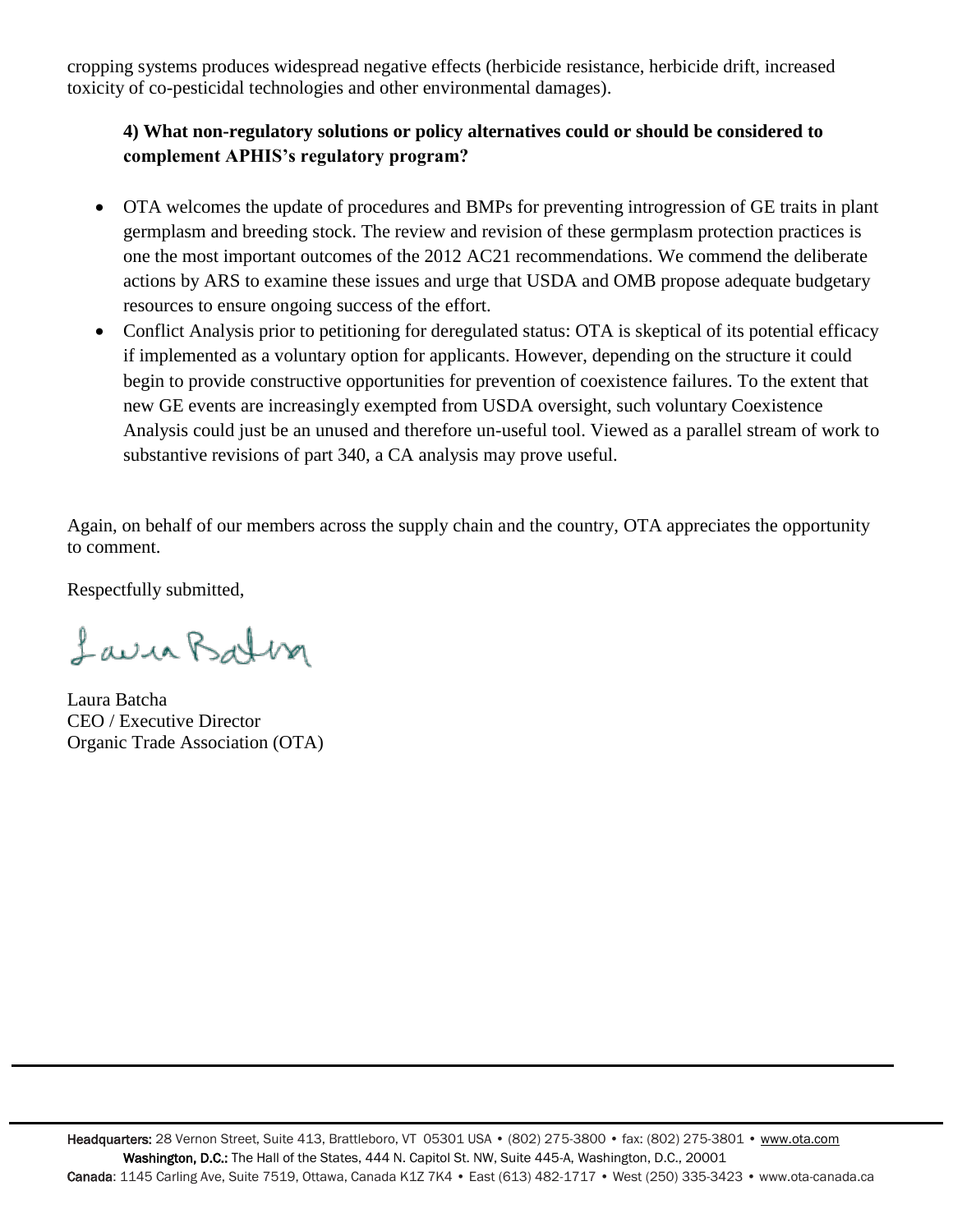cropping systems produces widespread negative effects (herbicide resistance, herbicide drift, increased toxicity of co-pesticidal technologies and other environmental damages).

**4) What non-regulatory solutions or policy alternatives could or should be considered to complement APHIS's regulatory program?**

- OTA welcomes the update of procedures and BMPs for preventing introgression of GE traits in plant germplasm and breeding stock. The review and revision of these germplasm protection practices is one the most important outcomes of the 2012 AC21 recommendations. We commend the deliberate actions by ARS to examine these issues and urge that USDA and OMB propose adequate budgetary resources to ensure ongoing success of the effort.
- Conflict Analysis prior to petitioning for deregulated status: OTA is skeptical of its potential efficacy if implemented as a voluntary option for applicants. However, depending on the structure it could begin to provide constructive opportunities for prevention of coexistence failures. To the extent that new GE events are increasingly exempted from USDA oversight, such voluntary Coexistence Analysis could just be an unused and therefore un-useful tool. Viewed as a parallel stream of work to substantive revisions of part 340, a CA analysis may prove useful.

Again, on behalf of our members across the supply chain and the country, OTA appreciates the opportunity to comment.

Respectfully submitted,

Laura Batcha
CEO / Executive Director
Organic Trade Association (OTA)

**Headquarters:** 28 Vernon Street, Suite 413, Brattleboro, VT 05301 USA • (802) 275-3800 • fax: (802) 275-3801 • www.ota.com
**Washington, D.C.:** The Hall of the States, 444 N. Capitol St. NW, Suite 445-A, Washington, D.C., 20001
**Canada**: 1145 Carling Ave, Suite 7519, Ottawa, Canada K1Z 7K4 • East (613) 482-1717 • West (250) 335-3423 • www.ota-canada.ca